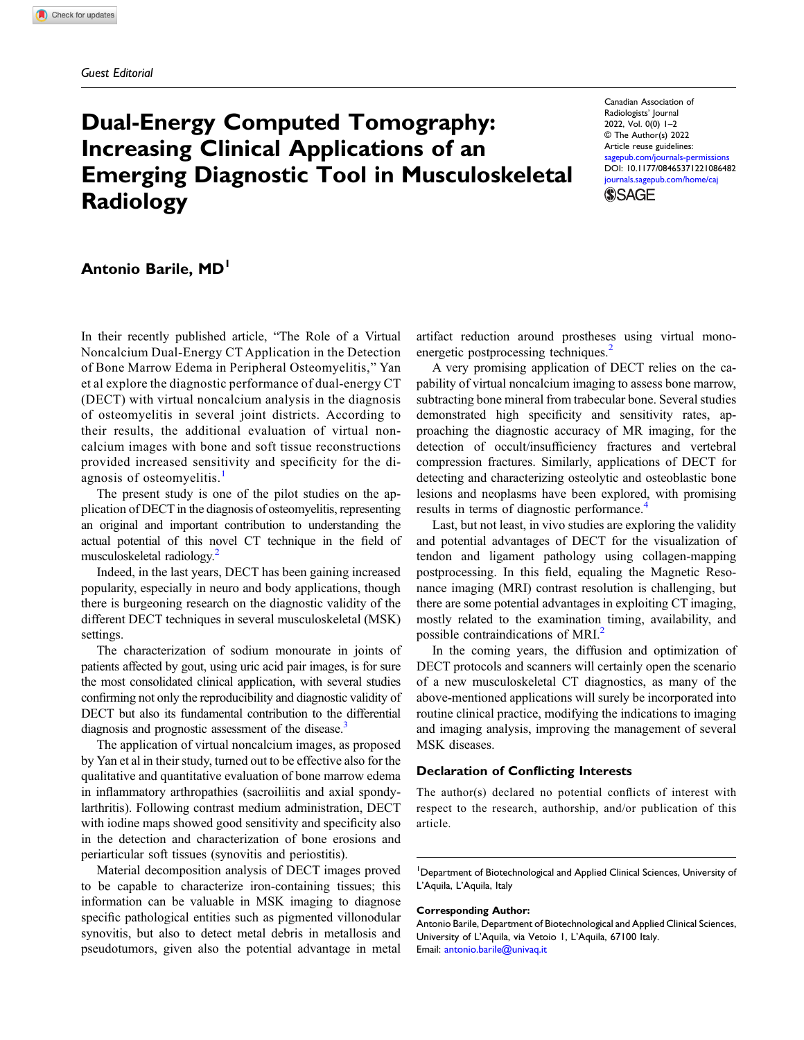*Guest Editorial*

# Dual-Energy Computed Tomography: Increasing Clinical Applications of an Emerging Diagnostic Tool in Musculoskeletal Radiology

Canadian Association of Radiologists' Journal
2022, Vol. 0(0) 1–2
© The Author(s) 2022
Article reuse guidelines: sagepub.com/journals-permissions
DOI: 10.1177/08465371221086482
journals.sagepub.com/home/caj

**Antonio Barile, MD**[1]

In their recently published article, "The Role of a Virtual Noncalcium Dual-Energy CT Application in the Detection of Bone Marrow Edema in Peripheral Osteomyelitis," Yan et al explore the diagnostic performance of dual-energy CT (DECT) with virtual noncalcium analysis in the diagnosis of osteomyelitis in several joint districts. According to their results, the additional evaluation of virtual noncalcium images with bone and soft tissue reconstructions provided increased sensitivity and specificity for the diagnosis of osteomyelitis.[1]

The present study is one of the pilot studies on the application of DECT in the diagnosis of osteomyelitis, representing an original and important contribution to understanding the actual potential of this novel CT technique in the field of musculoskeletal radiology.[2]

Indeed, in the last years, DECT has been gaining increased popularity, especially in neuro and body applications, though there is burgeoning research on the diagnostic validity of the different DECT techniques in several musculoskeletal (MSK) settings.

The characterization of sodium monourate in joints of patients affected by gout, using uric acid pair images, is for sure the most consolidated clinical application, with several studies confirming not only the reproducibility and diagnostic validity of DECT but also its fundamental contribution to the differential diagnosis and prognostic assessment of the disease.[3]

The application of virtual noncalcium images, as proposed by Yan et al in their study, turned out to be effective also for the qualitative and quantitative evaluation of bone marrow edema in inflammatory arthropathies (sacroiliitis and axial spondylarthritis). Following contrast medium administration, DECT with iodine maps showed good sensitivity and specificity also in the detection and characterization of bone erosions and periarticular soft tissues (synovitis and periostitis).

Material decomposition analysis of DECT images proved to be capable to characterize iron-containing tissues; this information can be valuable in MSK imaging to diagnose specific pathological entities such as pigmented villonodular synovitis, but also to detect metal debris in metallosis and pseudotumors, given also the potential advantage in metal artifact reduction around prostheses using virtual monoenergetic postprocessing techniques.[2]

A very promising application of DECT relies on the capability of virtual noncalcium imaging to assess bone marrow, subtracting bone mineral from trabecular bone. Several studies demonstrated high specificity and sensitivity rates, approaching the diagnostic accuracy of MR imaging, for the detection of occult/insufficiency fractures and vertebral compression fractures. Similarly, applications of DECT for detecting and characterizing osteolytic and osteoblastic bone lesions and neoplasms have been explored, with promising results in terms of diagnostic performance.[4]

Last, but not least, in vivo studies are exploring the validity and potential advantages of DECT for the visualization of tendon and ligament pathology using collagen-mapping postprocessing. In this field, equaling the Magnetic Resonance imaging (MRI) contrast resolution is challenging, but there are some potential advantages in exploiting CT imaging, mostly related to the examination timing, availability, and possible contraindications of MRI.[2]

In the coming years, the diffusion and optimization of DECT protocols and scanners will certainly open the scenario of a new musculoskeletal CT diagnostics, as many of the above-mentioned applications will surely be incorporated into routine clinical practice, modifying the indications to imaging and imaging analysis, improving the management of several MSK diseases.

## Declaration of Conflicting Interests

The author(s) declared no potential conflicts of interest with respect to the research, authorship, and/or publication of this article.

[1]Department of Biotechnological and Applied Clinical Sciences, University of L'Aquila, L'Aquila, Italy

**Corresponding Author:**
Antonio Barile, Department of Biotechnological and Applied Clinical Sciences, University of L'Aquila, via Vetoio 1, L'Aquila, 67100 Italy.
Email: antonio.barile@univaq.it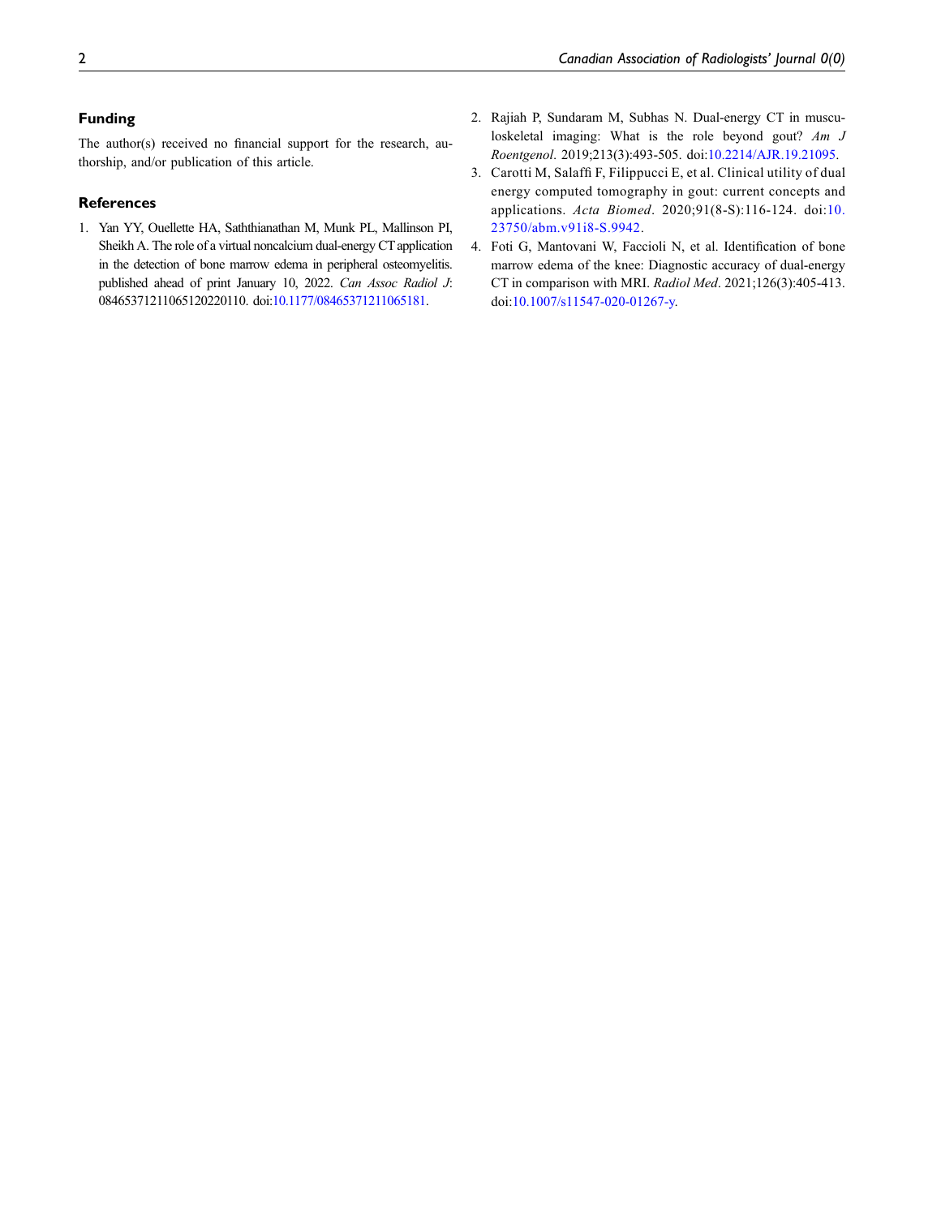## Funding

The author(s) received no financial support for the research, authorship, and/or publication of this article.

## References

1. Yan YY, Ouellette HA, Saththianathan M, Munk PL, Mallinson PI, Sheikh A. The role of a virtual noncalcium dual-energy CT application in the detection of bone marrow edema in peripheral osteomyelitis. published ahead of print January 10, 2022. *Can Assoc Radiol J*: 08465371211065120220110. doi:10.1177/08465371211065181.
2. Rajiah P, Sundaram M, Subhas N. Dual-energy CT in musculoskeletal imaging: What is the role beyond gout? *Am J Roentgenol*. 2019;213(3):493-505. doi:10.2214/AJR.19.21095.
3. Carotti M, Salaffi F, Filippucci E, et al. Clinical utility of dual energy computed tomography in gout: current concepts and applications. *Acta Biomed*. 2020;91(8-S):116-124. doi:10.23750/abm.v91i8-S.9942.
4. Foti G, Mantovani W, Faccioli N, et al. Identification of bone marrow edema of the knee: Diagnostic accuracy of dual-energy CT in comparison with MRI. *Radiol Med*. 2021;126(3):405-413. doi:10.1007/s11547-020-01267-y.